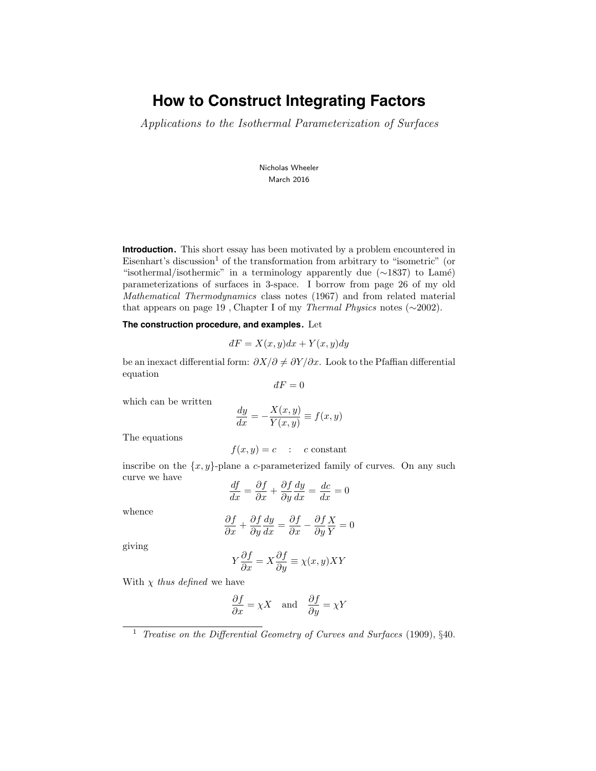# How to Construct Integrating Factors

*Applications to the Isothermal Parameterization of Surfaces*

Nicholas Wheeler
March 2016

**Introduction.** This short essay has been motivated by a problem encountered in Eisenhart's discussion[1] of the transformation from arbitrary to "isometric" (or "isothermal/isothermic" in a terminology apparently due (∼1837) to Lamé) parameterizations of surfaces in 3-space. I borrow from page 26 of my old *Mathematical Thermodynamics* class notes (1967) and from related material that appears on page 19 , Chapter I of my *Thermal Physics* notes (∼2002).

**The construction procedure, and examples.** Let

$$dF = X(x,y)dx + Y(x,y)dy$$

be an inexact differential form: $\partial X/\partial \neq \partial Y/\partial x$. Look to the Pfaffian differential equation

$$dF = 0$$

which can be written

$$\frac{dy}{dx} = -\frac{X(x,y)}{Y(x,y)} \equiv f(x,y)$$

The equations

$$f(x,y) = c \quad : \quad c \text{ constant}$$

inscribe on the $\{x,y\}$-plane a $c$-parameterized family of curves. On any such curve we have

$$\frac{df}{dx} = \frac{\partial f}{\partial x} + \frac{\partial f}{\partial y}\frac{dy}{dx} = \frac{dc}{dx} = 0$$

whence

$$\frac{\partial f}{\partial x} + \frac{\partial f}{\partial y}\frac{dy}{dx} = \frac{\partial f}{\partial x} - \frac{\partial f}{\partial y}\frac{X}{Y} = 0$$

giving

$$Y\frac{\partial f}{\partial x} = X\frac{\partial f}{\partial y} \equiv \chi(x,y)XY$$

With $\chi$ *thus defined* we have

$$\frac{\partial f}{\partial x} = \chi X \quad \text{and} \quad \frac{\partial f}{\partial y} = \chi Y$$

[1] *Treatise on the Differential Geometry of Curves and Surfaces* (1909), §40.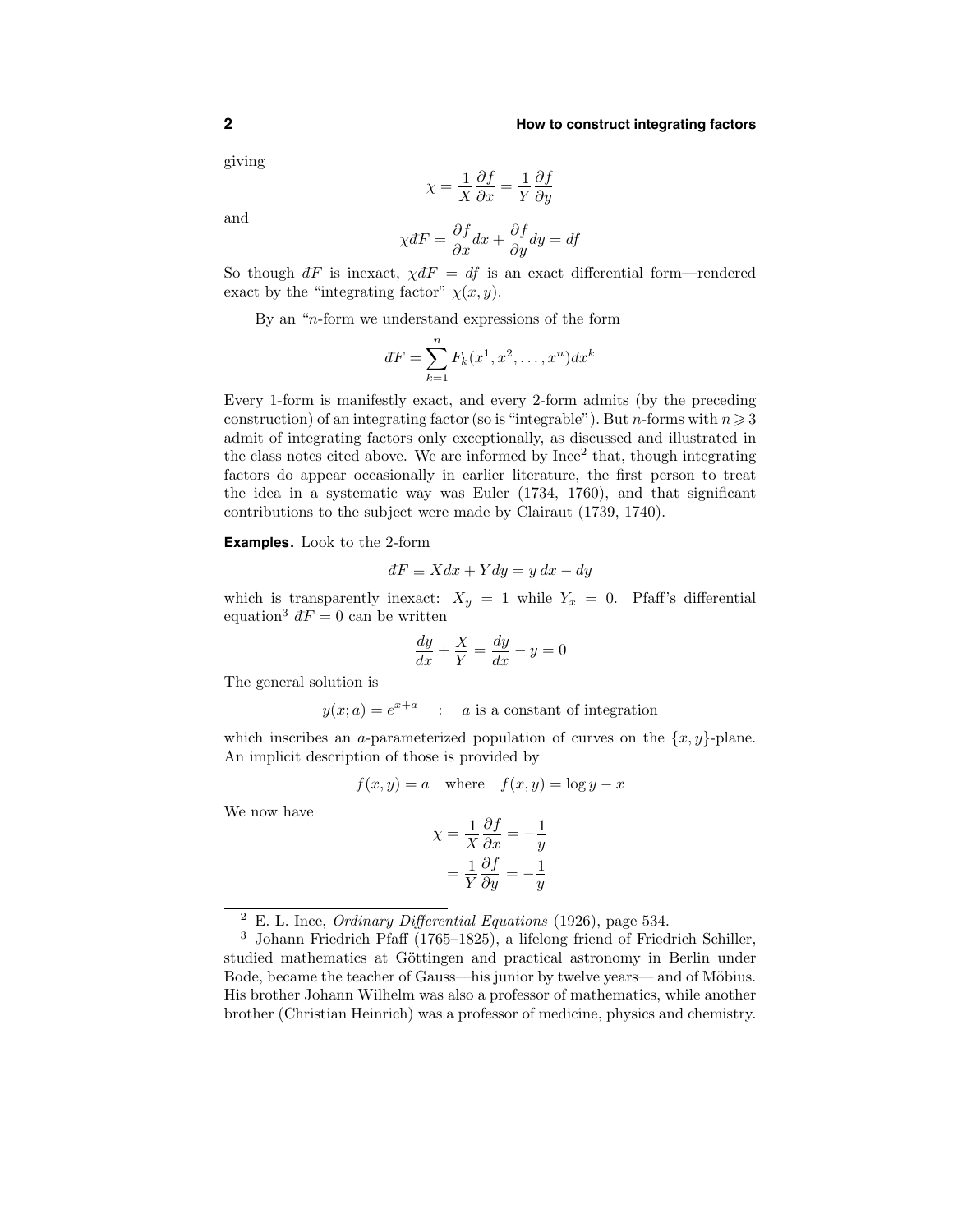giving

$$\chi = \frac{1}{X}\frac{\partial f}{\partial x} = \frac{1}{Y}\frac{\partial f}{\partial y}$$

and

$$\chi dF = \frac{\partial f}{\partial x}dx + \frac{\partial f}{\partial y}dy = df$$

So though $dF$ is inexact, $\chi dF = df$ is an exact differential form—rendered exact by the "integrating factor" $\chi(x, y)$.

By an "$n$-form we understand expressions of the form

$$dF = \sum_{k=1}^{n} F_k(x^1, x^2, \ldots, x^n)dx^k$$

Every 1-form is manifestly exact, and every 2-form admits (by the preceding construction) of an integrating factor (so is "integrable"). But $n$-forms with $n \geqslant 3$ admit of integrating factors only exceptionally, as discussed and illustrated in the class notes cited above. We are informed by Ince[2] that, though integrating factors do appear occasionally in earlier literature, the first person to treat the idea in a systematic way was Euler (1734, 1760), and that significant contributions to the subject were made by Clairaut (1739, 1740).

**Examples.** Look to the 2-form

$$dF \equiv X dx + Y dy = y\,dx - dy$$

which is transparently inexact: $X_y = 1$ while $Y_x = 0$. Pfaff's differential equation[3] $dF = 0$ can be written

$$\frac{dy}{dx} + \frac{X}{Y} = \frac{dy}{dx} - y = 0$$

The general solution is

$$y(x; a) = e^{x+a} \quad : \quad a \text{ is a constant of integration}$$

which inscribes an $a$-parameterized population of curves on the $\{x, y\}$-plane. An implicit description of those is provided by

$$f(x, y) = a \quad \text{where} \quad f(x, y) = \log y - x$$

We now have

$$\begin{aligned}\chi &= \frac{1}{X}\frac{\partial f}{\partial x} = -\frac{1}{y} \\ &= \frac{1}{Y}\frac{\partial f}{\partial y} = -\frac{1}{y}\end{aligned}$$

---

[2] E. L. Ince, *Ordinary Differential Equations* (1926), page 534.

[3] Johann Friedrich Pfaff (1765–1825), a lifelong friend of Friedrich Schiller, studied mathematics at Göttingen and practical astronomy in Berlin under Bode, became the teacher of Gauss—his junior by twelve years— and of Möbius. His brother Johann Wilhelm was also a professor of mathematics, while another brother (Christian Heinrich) was a professor of medicine, physics and chemistry.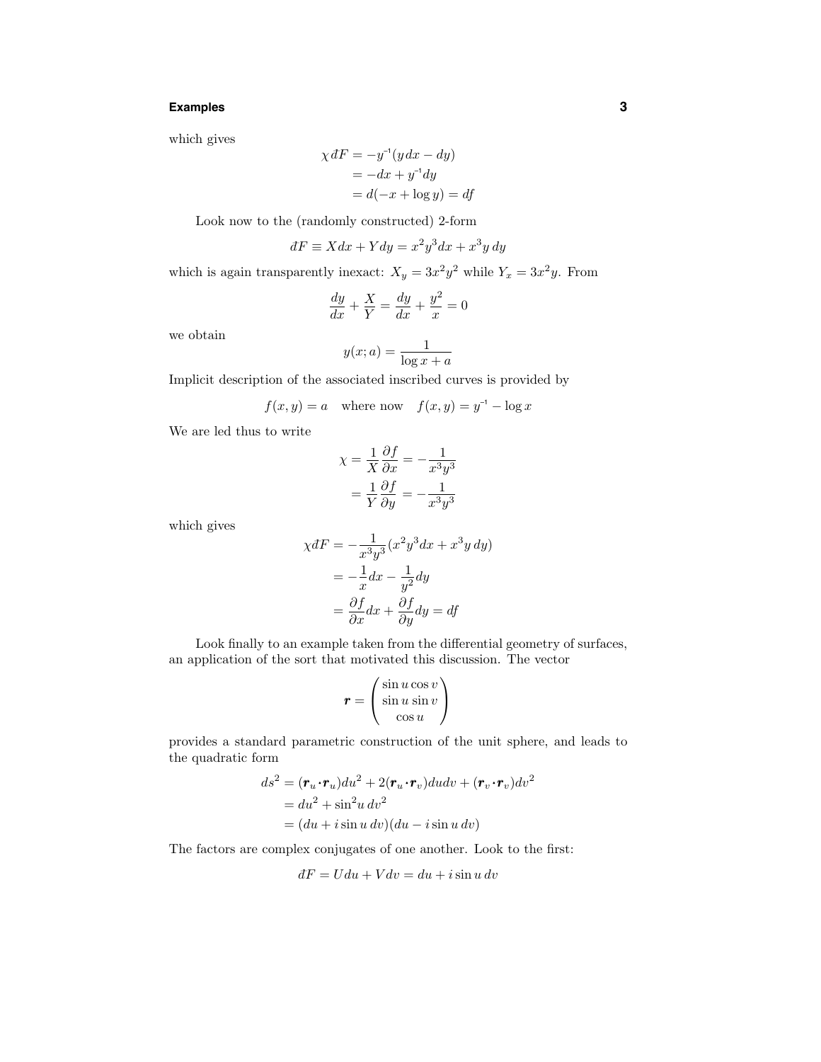which gives

$$
\begin{aligned}
\chi\, dF &= -y^{-1}(y\,dx - dy) \\
&= -dx + y^{-1}dy \\
&= d(-x + \log y) = df
\end{aligned}
$$

Look now to the (randomly constructed) 2-form

$$
dF \equiv X\,dx + Y\,dy = x^2y^3dx + x^3y\,dy
$$

which is again transparently inexact: $X_y = 3x^2y^2$ while $Y_x = 3x^2y$. From

$$
\frac{dy}{dx} + \frac{X}{Y} = \frac{dy}{dx} + \frac{y^2}{x} = 0
$$

we obtain

$$
y(x;a) = \frac{1}{\log x + a}
$$

Implicit description of the associated inscribed curves is provided by

$$
f(x,y) = a \quad \text{where now} \quad f(x,y) = y^{-1} - \log x
$$

We are led thus to write

$$
\begin{aligned}
\chi &= \frac{1}{X}\frac{\partial f}{\partial x} = -\frac{1}{x^3y^3} \\
&= \frac{1}{Y}\frac{\partial f}{\partial y} = -\frac{1}{x^3y^3}
\end{aligned}
$$

which gives

$$
\begin{aligned}
\chi dF &= -\frac{1}{x^3y^3}(x^2y^3dx + x^3y\,dy) \\
&= -\frac{1}{x}dx - \frac{1}{y^2}dy \\
&= \frac{\partial f}{\partial x}dx + \frac{\partial f}{\partial y}dy = df
\end{aligned}
$$

Look finally to an example taken from the differential geometry of surfaces, an application of the sort that motivated this discussion. The vector

$$
\boldsymbol{r} = \begin{pmatrix} \sin u \cos v \\ \sin u \sin v \\ \cos u \end{pmatrix}
$$

provides a standard parametric construction of the unit sphere, and leads to the quadratic form

$$
\begin{aligned}
ds^2 &= (\boldsymbol{r}_u\cdot\boldsymbol{r}_u)du^2 + 2(\boldsymbol{r}_u\cdot\boldsymbol{r}_v)du dv + (\boldsymbol{r}_v\cdot\boldsymbol{r}_v)dv^2 \\
&= du^2 + \sin^2 u\, dv^2 \\
&= (du + i\sin u\, dv)(du - i \sin u\, dv)
\end{aligned}
$$

The factors are complex conjugates of one another. Look to the first:

$$
dF = U du + V dv = du + i\sin u\, dv
$$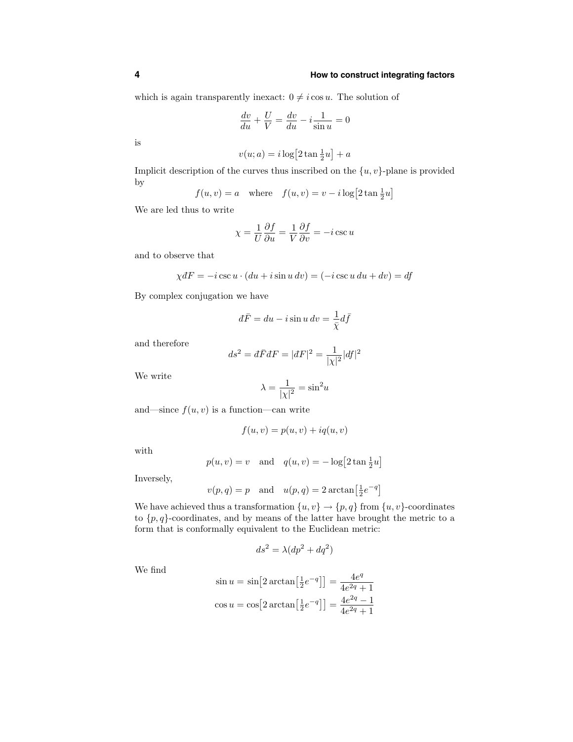which is again transparently inexact: $0 \neq i\cos u$. The solution of

$$\frac{dv}{du} + \frac{U}{V} = \frac{dv}{du} - i\frac{1}{\sin u} = 0$$

is

$$v(u;a) = i\log\bigl[2\tan\tfrac{1}{2}u\bigr] + a$$

Implicit description of the curves thus inscribed on the $\{u,v\}$-plane is provided by

$$f(u,v) = a \quad \text{where} \quad f(u,v) = v - i\log\bigl[2\tan\tfrac{1}{2}u\bigr]$$

We are led thus to write

$$\chi = \frac{1}{U}\frac{\partial f}{\partial u} = \frac{1}{V}\frac{\partial f}{\partial v} = -i\csc u$$

and to observe that

$$\chi \text{đ}F = -i\csc u \cdot (du + i\sin u\, dv) = (-i\csc u\, du + dv) = df$$

By complex conjugation we have

$$\text{đ}\bar{F} = du - i\sin u\, dv = \frac{1}{\bar{\chi}}d\bar{f}$$

and therefore

$$ds^2 = \text{đ}\bar{F}\text{đ}F = |\text{đ}F|^2 = \frac{1}{|\chi|^2}|df|^2$$

We write

$$\lambda = \frac{1}{|\chi|^2} = \sin^2 u$$

and—since $f(u,v)$ is a function—can write

$$f(u,v) = p(u,v) + iq(u,v)$$

with

$$p(u,v) = v \quad \text{and} \quad q(u,v) = -\log\bigl[2\tan\tfrac{1}{2}u\bigr]$$

Inversely,

$$v(p,q) = p \quad \text{and} \quad u(p,q) = 2\arctan\bigl[\tfrac{1}{2}e^{-q}\bigr]$$

We have achieved thus a transformation $\{u,v\} \to \{p,q\}$ from $\{u,v\}$-coordinates to $\{p,q\}$-coordinates, and by means of the latter have brought the metric to a form that is conformally equivalent to the Euclidean metric:

$$ds^2 = \lambda(dp^2 + dq^2)$$

We find

$$\sin u = \sin\bigl[2\arctan\bigl[\tfrac{1}{2}e^{-q}\bigr]\bigr] = \frac{4e^q}{4e^{2q}+1}$$

$$\cos u = \cos\bigl[2\arctan\bigl[\tfrac{1}{2}e^{-q}\bigr]\bigr] = \frac{4e^{2q}-1}{4e^{2q}+1}$$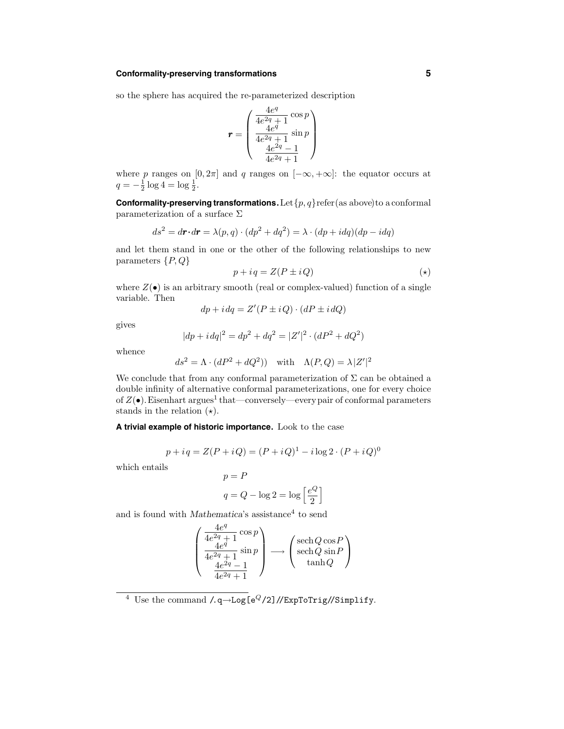so the sphere has acquired the re-parameterized description

$$\boldsymbol{r} = \begin{pmatrix} \dfrac{4e^q}{4e^{2q}+1}\cos p \\ \dfrac{4e^q}{4e^{2q}+1}\sin p \\ \dfrac{4e^{2q}-1}{4e^{2q}+1} \end{pmatrix}$$

where $p$ ranges on $[0, 2\pi]$ and $q$ ranges on $[-\infty, +\infty]$: the equator occurs at $q = -\frac{1}{2}\log 4 = \log\frac{1}{2}$.

**Conformality-preserving transformations.** Let $\{p, q\}$ refer (as above) to a conformal parameterization of a surface $\Sigma$

$$ds^2 = d\boldsymbol{r}\cdot d\boldsymbol{r} = \lambda(p,q)\cdot(dp^2 + dq^2) = \lambda\cdot(dp + i\,dq)(dp - i\,dq)$$

and let them stand in one or the other of the following relationships to new parameters $\{P, Q\}$

$$p + i\,q = Z(P \pm i\,Q) \tag{$\star$}$$

where $Z(\bullet)$ is an arbitrary smooth (real or complex-valued) function of a single variable. Then

$$dp + i\,dq = Z'(P \pm i\,Q)\cdot(dP \pm i\,dQ)$$

gives

$$|dp + i\,dq|^2 = dp^2 + dq^2 = |Z'|^2\cdot(dP^2 + dQ^2)$$

whence

$$ds^2 = \Lambda\cdot(dP^2 + dQ^2)) \quad \text{with} \quad \Lambda(P,Q) = \lambda|Z'|^2$$

We conclude that from any conformal parameterization of $\Sigma$ can be obtained a double infinity of alternative conformal parameterizations, one for every choice of $Z(\bullet)$. Eisenhart argues[1] that—conversely—every pair of conformal parameters stands in the relation ($\star$).

**A trivial example of historic importance.** Look to the case

$$p + i\,q = Z(P + i\,Q) = (P + i\,Q)^1 - i\log 2\cdot(P + i\,Q)^0$$

which entails

$$\begin{aligned} p &= P \\ q &= Q - \log 2 = \log\Big[\frac{e^Q}{2}\Big] \end{aligned}$$

and is found with *Mathematica*'s assistance[4] to send

$$\begin{pmatrix} \dfrac{4e^q}{4e^{2q}+1}\cos p \\ \dfrac{4e^q}{4e^{2q}+1}\sin p \\ \dfrac{4e^{2q}-1}{4e^{2q}+1} \end{pmatrix} \longrightarrow \begin{pmatrix} \operatorname{sech} Q \cos P \\ \operatorname{sech} Q \sin P \\ \tanh Q \end{pmatrix}$$

---

[4] Use the command `/.q→Log[e^Q/2]//ExpToTrig//Simplify`.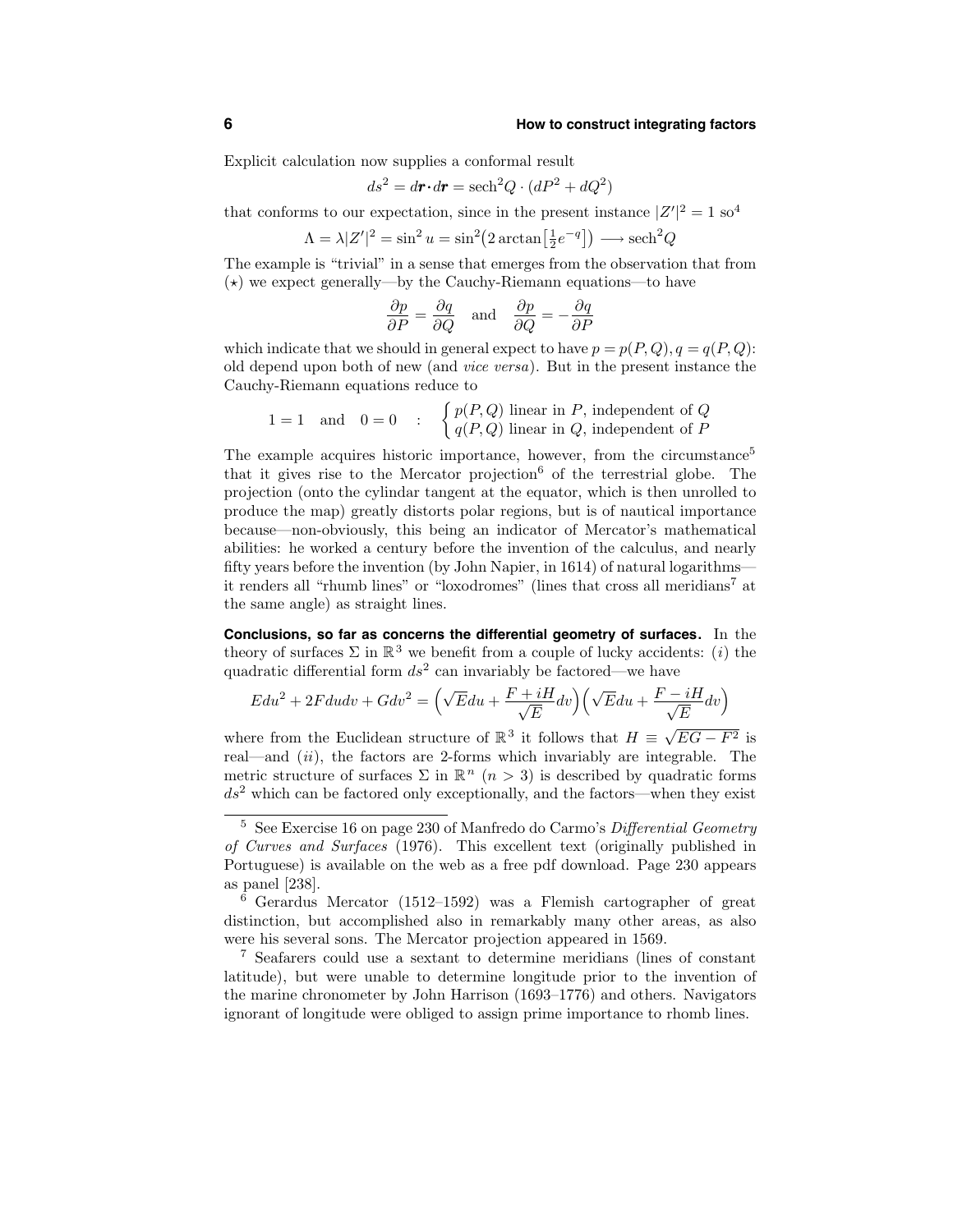Explicit calculation now supplies a conformal result

$$ds^2 = d\boldsymbol{r}\cdot d\boldsymbol{r} = \text{sech}^2 Q \cdot (dP^2 + dQ^2)$$

that conforms to our expectation, since in the present instance $|Z'|^2 = 1$ so[4]

$$\Lambda = \lambda |Z'|^2 = \sin^2 u = \sin^2\!\big(2\arctan\big[\tfrac{1}{2}e^{-q}\big]\big) \longrightarrow \text{sech}^2 Q$$

The example is "trivial" in a sense that emerges from the observation that from $(\star)$ we expect generally—by the Cauchy-Riemann equations—to have

$$\frac{\partial p}{\partial P} = \frac{\partial q}{\partial Q} \quad \text{and} \quad \frac{\partial p}{\partial Q} = -\frac{\partial q}{\partial P}$$

which indicate that we should in general expect to have $p = p(P,Q), q = q(P,Q)$: old depend upon both of new (and *vice versa*). But in the present instance the Cauchy-Riemann equations reduce to

$$1 = 1 \quad \text{and} \quad 0 = 0 \quad : \quad \begin{cases} p(P,Q) \text{ linear in } P, \text{ independent of } Q \\ q(P,Q) \text{ linear in } Q, \text{ independent of } P \end{cases}$$

The example acquires historic importance, however, from the circumstance[5] that it gives rise to the Mercator projection[6] of the terrestrial globe. The projection (onto the cylindar tangent at the equator, which is then unrolled to produce the map) greatly distorts polar regions, but is of nautical importance because—non-obviously, this being an indicator of Mercator's mathematical abilities: he worked a century before the invention of the calculus, and nearly fifty years before the invention (by John Napier, in 1614) of natural logarithms—it renders all "rhumb lines" or "loxodromes" (lines that cross all meridians[7] at the same angle) as straight lines.

**Conclusions, so far as concerns the differential geometry of surfaces.** In the theory of surfaces $\Sigma$ in $\mathbb{R}^3$ we benefit from a couple of lucky accidents: $(i)$ the quadratic differential form $ds^2$ can invariably be factored—we have

$$Edu^2 + 2Fdudv + Gdv^2 = \Big(\sqrt{E}du + \frac{F + iH}{\sqrt{E}}dv\Big)\Big(\sqrt{E}du + \frac{F - iH}{\sqrt{E}}dv\Big)$$

where from the Euclidean structure of $\mathbb{R}^3$ it follows that $H \equiv \sqrt{EG - F^2}$ is real—and $(ii)$, the factors are 2-forms which invariably are integrable. The metric structure of surfaces $\Sigma$ in $\mathbb{R}^n$ $(n > 3)$ is described by quadratic forms $ds^2$ which can be factored only exceptionally, and the factors—when they exist

---

[5] See Exercise 16 on page 230 of Manfredo do Carmo's *Differential Geometry of Curves and Surfaces* (1976). This excellent text (originally published in Portuguese) is available on the web as a free pdf download. Page 230 appears as panel [238].

[6] Gerardus Mercator (1512–1592) was a Flemish cartographer of great distinction, but accomplished also in remarkably many other areas, as also were his several sons. The Mercator projection appeared in 1569.

[7] Seafarers could use a sextant to determine meridians (lines of constant latitude), but were unable to determine longitude prior to the invention of the marine chronometer by John Harrison (1693–1776) and others. Navigators ignorant of longitude were obliged to assign prime importance to rhomb lines.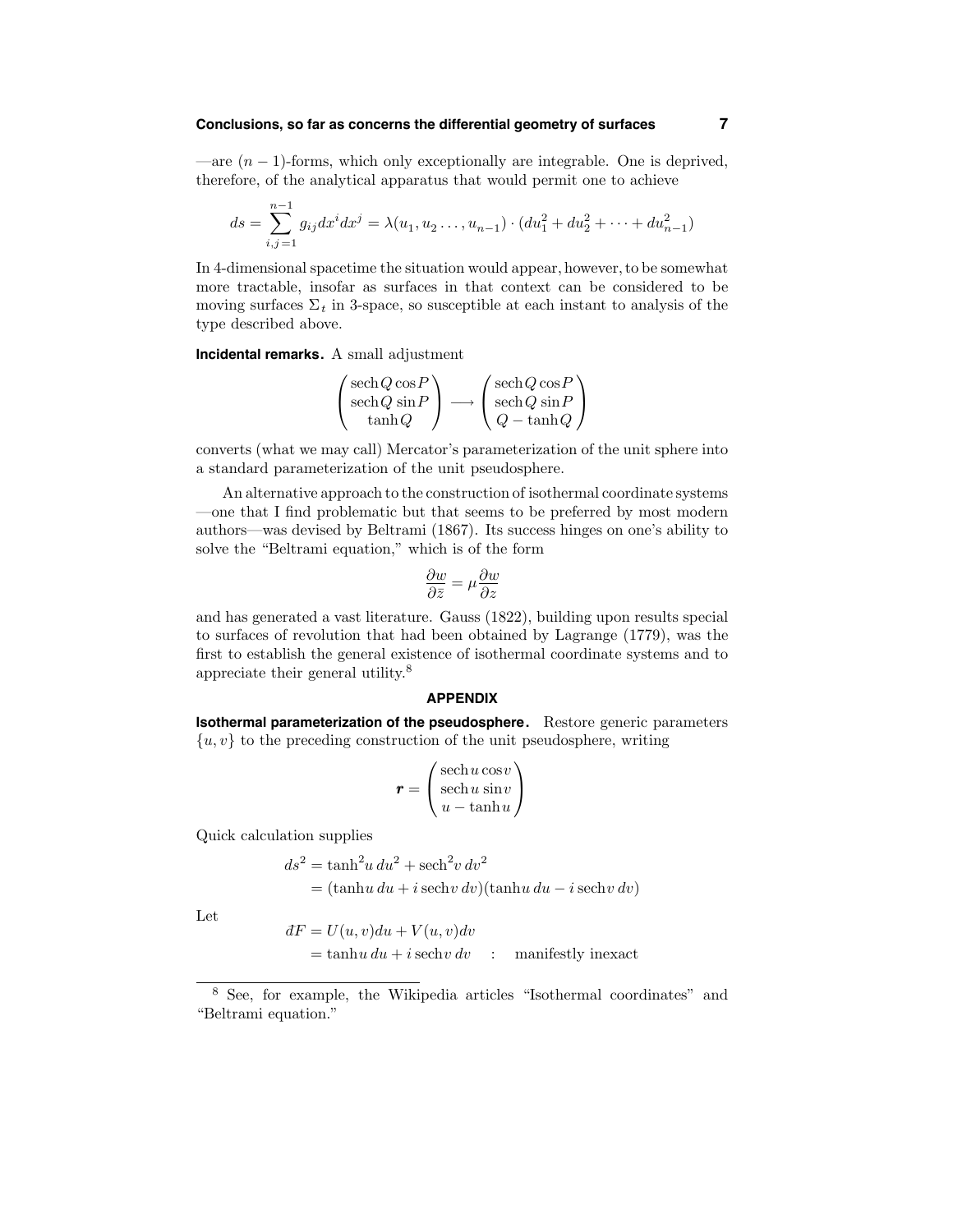—are $(n-1)$-forms, which only exceptionally are integrable. One is deprived, therefore, of the analytical apparatus that would permit one to achieve

$$ds = \sum_{i,j=1}^{n-1} g_{ij}dx^i dx^j = \lambda(u_1, u_2 \ldots, u_{n-1}) \cdot (du_1^2 + du_2^2 + \cdots + du_{n-1}^2)$$

In 4-dimensional spacetime the situation would appear, however, to be somewhat more tractable, insofar as surfaces in that context can be considered to be moving surfaces $\Sigma_t$ in 3-space, so susceptible at each instant to analysis of the type described above.

**Incidental remarks.** A small adjustment

$$\begin{pmatrix} \operatorname{sech}Q\cos P \\ \operatorname{sech}Q\sin P \\ \tanh Q \end{pmatrix} \longrightarrow \begin{pmatrix} \operatorname{sech}Q\cos P \\ \operatorname{sech}Q\sin P \\ Q - \tanh Q \end{pmatrix}$$

converts (what we may call) Mercator's parameterization of the unit sphere into a standard parameterization of the unit pseudosphere.

An alternative approach to the construction of isothermal coordinate systems—one that I find problematic but that seems to be preferred by most modern authors—was devised by Beltrami (1867). Its success hinges on one's ability to solve the "Beltrami equation," which is of the form

$$\frac{\partial w}{\partial \bar{z}} = \mu \frac{\partial w}{\partial z}$$

and has generated a vast literature. Gauss (1822), building upon results special to surfaces of revolution that had been obtained by Lagrange (1779), was the first to establish the general existence of isothermal coordinate systems and to appreciate their general utility.[8]

## APPENDIX

**Isothermal parameterization of the pseudosphere.** Restore generic parameters $\{u, v\}$ to the preceding construction of the unit pseudosphere, writing

$$\boldsymbol{r} = \begin{pmatrix} \operatorname{sech}u\cos v \\ \operatorname{sech}u\sin v \\ u - \tanh u \end{pmatrix}$$

Quick calculation supplies

$$\begin{aligned} ds^2 &= \tanh^2 u\, du^2 + \operatorname{sech}^2 v\, dv^2 \\ &= (\tanh u\, du + i\operatorname{sech}v\, dv)(\tanh u\, du - i\operatorname{sech}v\, dv) \end{aligned}$$

Let

$$\begin{aligned} dF &= U(u,v)du + V(u,v)dv \\ &= \tanh u\, du + i\operatorname{sech}v\, dv \quad : \quad \text{manifestly inexact} \end{aligned}$$

[8] See, for example, the Wikipedia articles "Isothermal coordinates" and "Beltrami equation."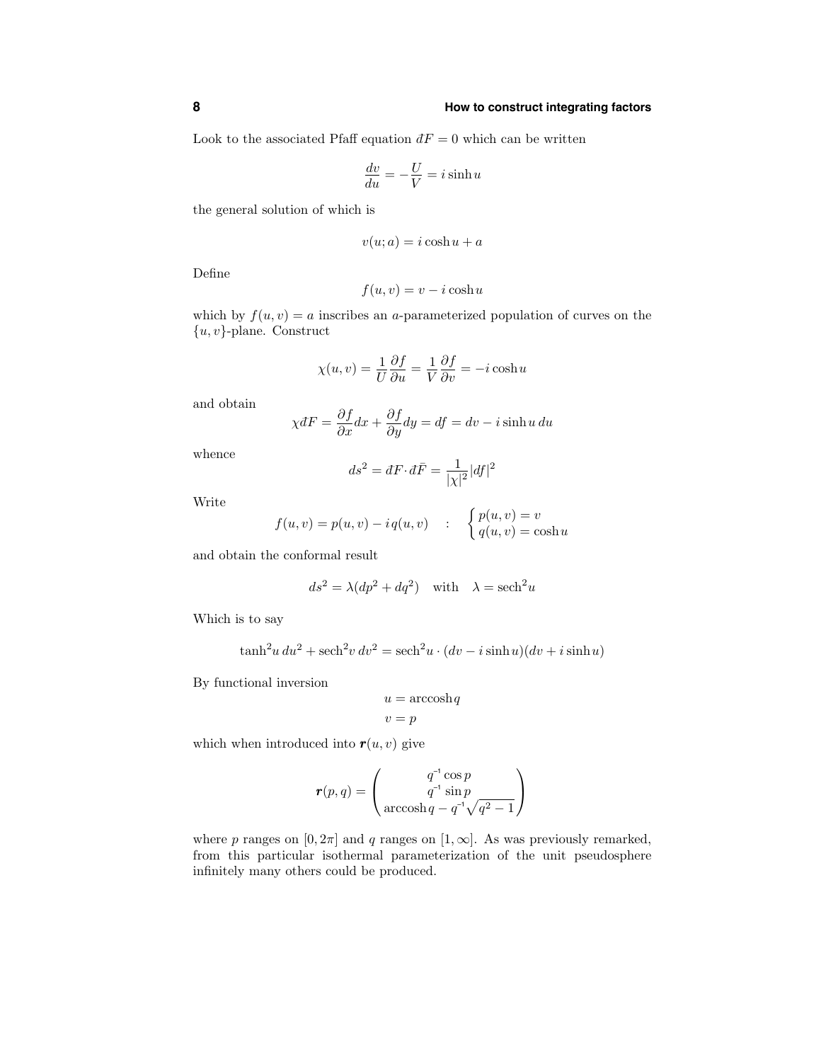Look to the associated Pfaff equation $dF = 0$ which can be written

$$\frac{dv}{du} = -\frac{U}{V} = i\sinh u$$

the general solution of which is

$$v(u;a) = i\cosh u + a$$

Define

$$f(u,v) = v - i\cosh u$$

which by $f(u,v) = a$ inscribes an $a$-parameterized population of curves on the $\{u,v\}$-plane. Construct

$$\chi(u,v) = \frac{1}{U}\frac{\partial f}{\partial u} = \frac{1}{V}\frac{\partial f}{\partial v} = -i\cosh u$$

and obtain

$$\chi dF = \frac{\partial f}{\partial x}dx + \frac{\partial f}{\partial y}dy = df = dv - i\sinh u\, du$$

whence

$$ds^2 = dF\cdot d\bar{F} = \frac{1}{|\chi|^2}|df|^2$$

Write

$$f(u,v) = p(u,v) - i\,q(u,v) \quad : \quad \begin{cases} p(u,v) = v \\ q(u,v) = \cosh u \end{cases}$$

and obtain the conformal result

$$ds^2 = \lambda(dp^2 + dq^2) \quad \text{with} \quad \lambda = \text{sech}^2 u$$

Which is to say

$$\tanh^2 u\, du^2 + \text{sech}^2 v\, dv^2 = \text{sech}^2 u\cdot(dv - i\sinh u)(dv + i\sinh u)$$

By functional inversion

$$\begin{aligned} u &= \text{arccosh}\, q \\ v &= p \end{aligned}$$

which when introduced into $\boldsymbol{r}(u,v)$ give

$$\boldsymbol{r}(p,q) = \begin{pmatrix} q^{-1}\cos p \\ q^{-1}\sin p \\ \text{arccosh}\, q - q^{-1}\sqrt{q^2-1} \end{pmatrix}$$

where $p$ ranges on $[0, 2\pi]$ and $q$ ranges on $[1,\infty]$. As was previously remarked, from this particular isothermal parameterization of the unit pseudosphere infinitely many others could be produced.